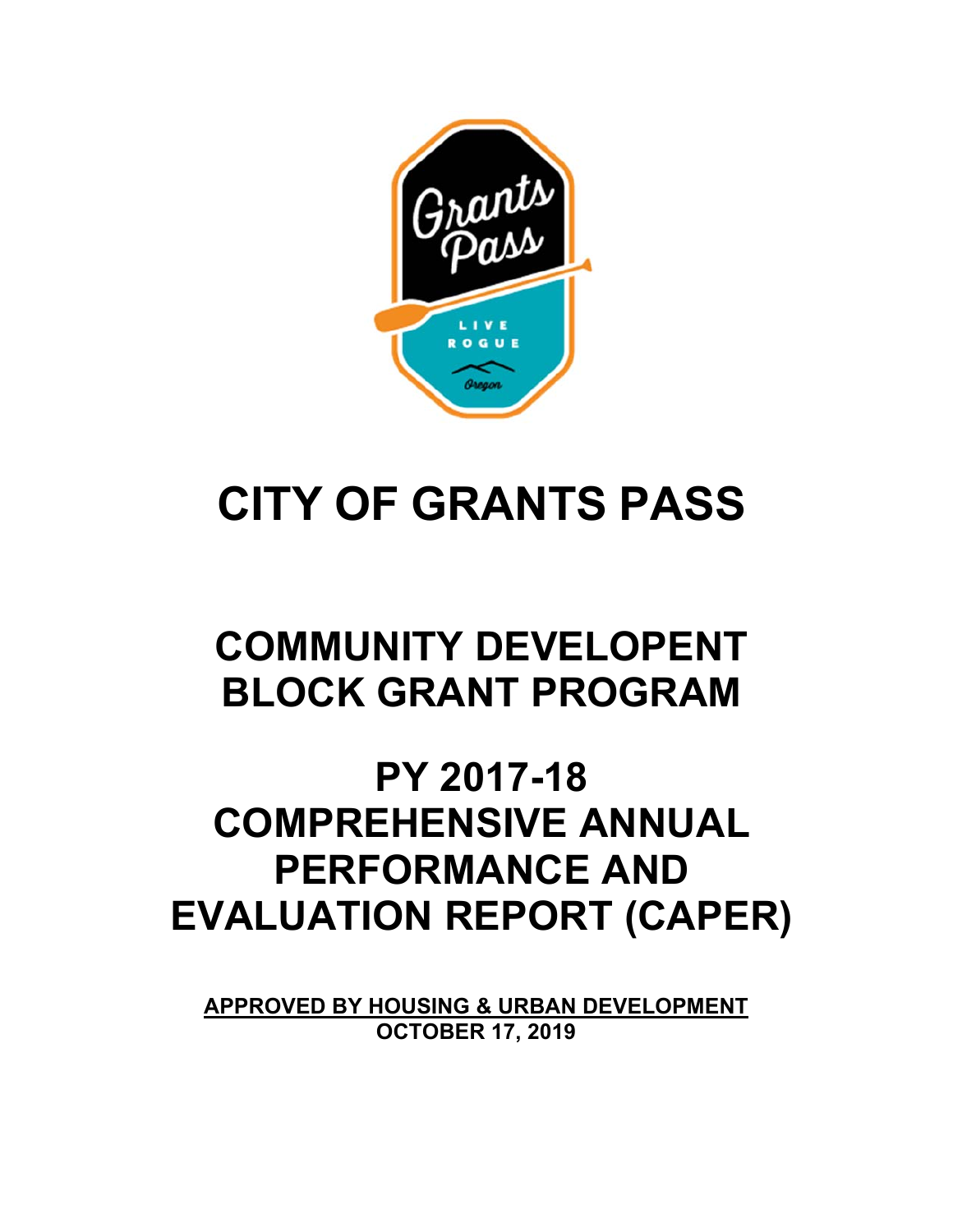# CITY OF GRANTS PASS

# COMMUNITY DEVELOPENT BLOCK GRANT PROGRAM

# PY 2017-18 COMPREHENSIVE ANNUAL PERFORMANCE AND EVALUATION REPORT (CAPER)

**APPROVED BY HOUSING & URBAN DEVELOPMENT**
**OCTOBER 17, 2019**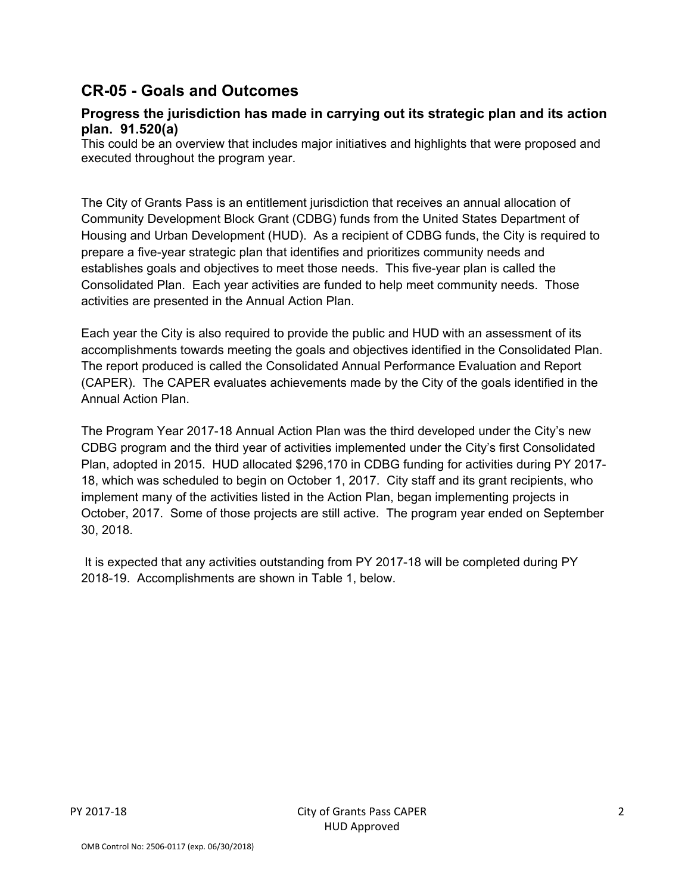## CR-05 - Goals and Outcomes

### Progress the jurisdiction has made in carrying out its strategic plan and its action plan. 91.520(a)

This could be an overview that includes major initiatives and highlights that were proposed and executed throughout the program year.

The City of Grants Pass is an entitlement jurisdiction that receives an annual allocation of Community Development Block Grant (CDBG) funds from the United States Department of Housing and Urban Development (HUD). As a recipient of CDBG funds, the City is required to prepare a five-year strategic plan that identifies and prioritizes community needs and establishes goals and objectives to meet those needs. This five-year plan is called the Consolidated Plan. Each year activities are funded to help meet community needs. Those activities are presented in the Annual Action Plan.

Each year the City is also required to provide the public and HUD with an assessment of its accomplishments towards meeting the goals and objectives identified in the Consolidated Plan. The report produced is called the Consolidated Annual Performance Evaluation and Report (CAPER). The CAPER evaluates achievements made by the City of the goals identified in the Annual Action Plan.

The Program Year 2017-18 Annual Action Plan was the third developed under the City's new CDBG program and the third year of activities implemented under the City's first Consolidated Plan, adopted in 2015. HUD allocated $296,170 in CDBG funding for activities during PY 2017-18, which was scheduled to begin on October 1, 2017. City staff and its grant recipients, who implement many of the activities listed in the Action Plan, began implementing projects in October, 2017. Some of those projects are still active. The program year ended on September 30, 2018.

It is expected that any activities outstanding from PY 2017-18 will be completed during PY 2018-19. Accomplishments are shown in Table 1, below.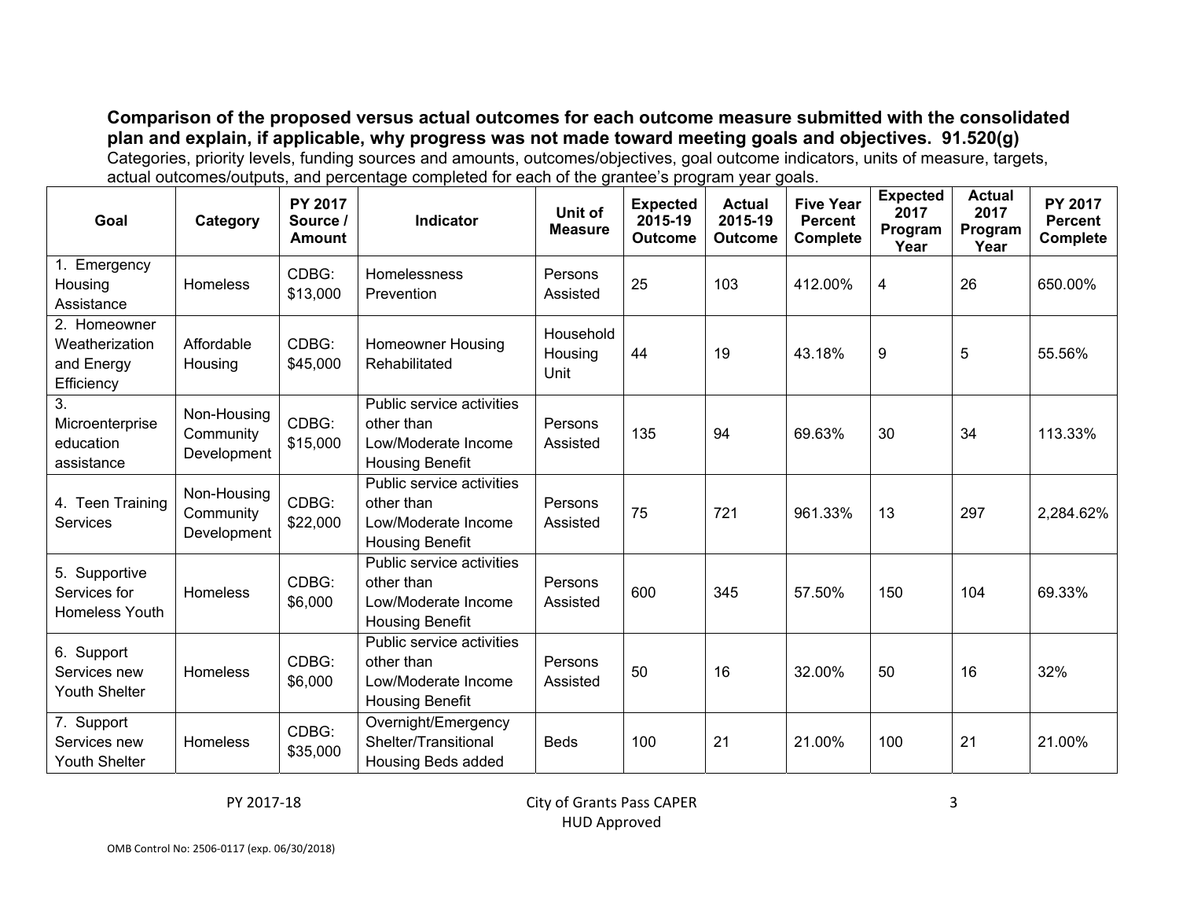**Comparison of the proposed versus actual outcomes for each outcome measure submitted with the consolidated plan and explain, if applicable, why progress was not made toward meeting goals and objectives. 91.520(g)**

Categories, priority levels, funding sources and amounts, outcomes/objectives, goal outcome indicators, units of measure, targets, actual outcomes/outputs, and percentage completed for each of the grantee's program year goals.

| Goal | Category | PY 2017 Source / Amount | Indicator | Unit of Measure | Expected 2015-19 Outcome | Actual 2015-19 Outcome | Five Year Percent Complete | Expected 2017 Program Year | Actual 2017 Program Year | PY 2017 Percent Complete |
|---|---|---|---|---|---|---|---|---|---|---|
| 1. Emergency Housing Assistance | Homeless | CDBG: $13,000 | Homelessness Prevention | Persons Assisted | 25 | 103 | 412.00% | 4 | 26 | 650.00% |
| 2. Homeowner Weatherization and Energy Efficiency | Affordable Housing | CDBG: $45,000 | Homeowner Housing Rehabilitated | Household Housing Unit | 44 | 19 | 43.18% | 9 | 5 | 55.56% |
| 3. Microenterprise education assistance | Non-Housing Community Development | CDBG: $15,000 | Public service activities other than Low/Moderate Income Housing Benefit | Persons Assisted | 135 | 94 | 69.63% | 30 | 34 | 113.33% |
| 4. Teen Training Services | Non-Housing Community Development | CDBG: $22,000 | Public service activities other than Low/Moderate Income Housing Benefit | Persons Assisted | 75 | 721 | 961.33% | 13 | 297 | 2,284.62% |
| 5. Supportive Services for Homeless Youth | Homeless | CDBG: $6,000 | Public service activities other than Low/Moderate Income Housing Benefit | Persons Assisted | 600 | 345 | 57.50% | 150 | 104 | 69.33% |
| 6. Support Services new Youth Shelter | Homeless | CDBG: $6,000 | Public service activities other than Low/Moderate Income Housing Benefit | Persons Assisted | 50 | 16 | 32.00% | 50 | 16 | 32% |
| 7. Support Services new Youth Shelter | Homeless | CDBG: $35,000 | Overnight/Emergency Shelter/Transitional Housing Beds added | Beds | 100 | 21 | 21.00% | 100 | 21 | 21.00% |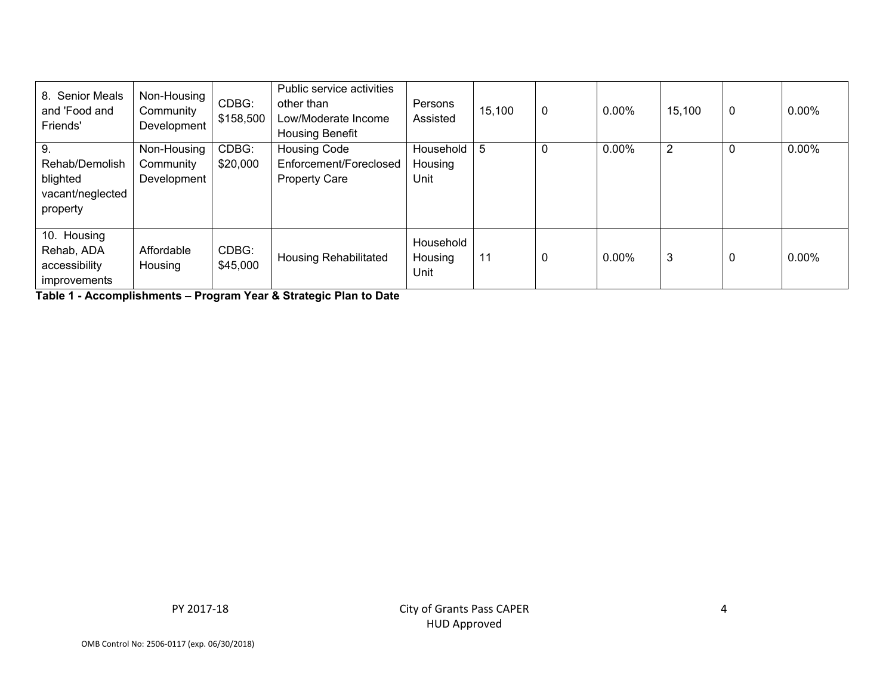| 8. Senior Meals and 'Food and Friends' | Non-Housing Community Development | CDBG: $158,500 | Public service activities other than Low/Moderate Income Housing Benefit | Persons Assisted | 15,100 | 0 | 0.00% | 15,100 | 0 | 0.00% |
|---|---|---|---|---|---|---|---|---|---|---|
| 9. Rehab/Demolish blighted vacant/neglected property | Non-Housing Community Development | CDBG: $20,000 | Housing Code Enforcement/Foreclosed Property Care | Household Housing Unit | 5 | 0 | 0.00% | 2 | 0 | 0.00% |
| 10. Housing Rehab, ADA accessibility improvements | Affordable Housing | CDBG: $45,000 | Housing Rehabilitated | Household Housing Unit | 11 | 0 | 0.00% | 3 | 0 | 0.00% |

**Table 1 - Accomplishments – Program Year & Strategic Plan to Date**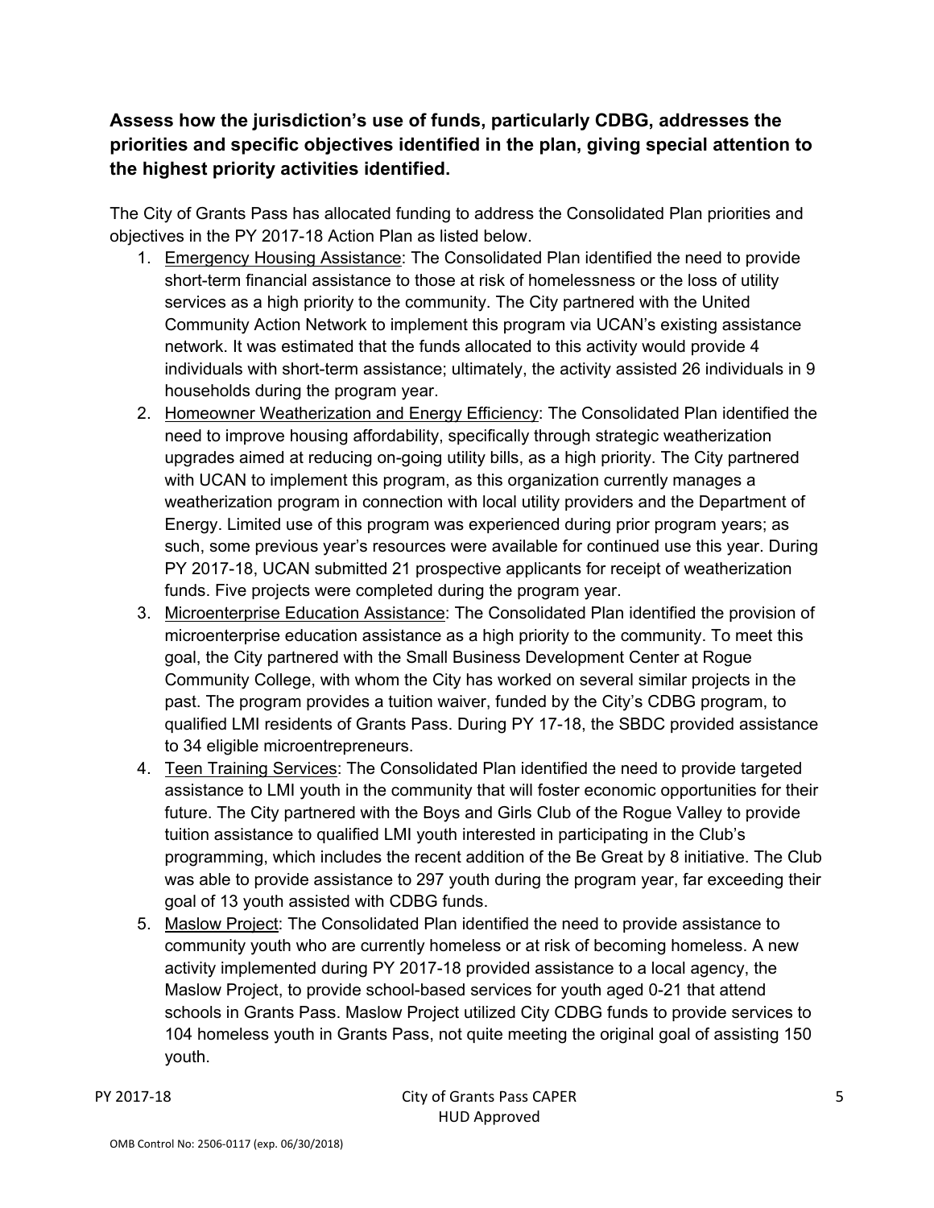**Assess how the jurisdiction's use of funds, particularly CDBG, addresses the priorities and specific objectives identified in the plan, giving special attention to the highest priority activities identified.**

The City of Grants Pass has allocated funding to address the Consolidated Plan priorities and objectives in the PY 2017-18 Action Plan as listed below.

1. Emergency Housing Assistance: The Consolidated Plan identified the need to provide short-term financial assistance to those at risk of homelessness or the loss of utility services as a high priority to the community. The City partnered with the United Community Action Network to implement this program via UCAN's existing assistance network. It was estimated that the funds allocated to this activity would provide 4 individuals with short-term assistance; ultimately, the activity assisted 26 individuals in 9 households during the program year.
2. Homeowner Weatherization and Energy Efficiency: The Consolidated Plan identified the need to improve housing affordability, specifically through strategic weatherization upgrades aimed at reducing on-going utility bills, as a high priority. The City partnered with UCAN to implement this program, as this organization currently manages a weatherization program in connection with local utility providers and the Department of Energy. Limited use of this program was experienced during prior program years; as such, some previous year's resources were available for continued use this year. During PY 2017-18, UCAN submitted 21 prospective applicants for receipt of weatherization funds. Five projects were completed during the program year.
3. Microenterprise Education Assistance: The Consolidated Plan identified the provision of microenterprise education assistance as a high priority to the community. To meet this goal, the City partnered with the Small Business Development Center at Rogue Community College, with whom the City has worked on several similar projects in the past. The program provides a tuition waiver, funded by the City's CDBG program, to qualified LMI residents of Grants Pass. During PY 17-18, the SBDC provided assistance to 34 eligible microentrepreneurs.
4. Teen Training Services: The Consolidated Plan identified the need to provide targeted assistance to LMI youth in the community that will foster economic opportunities for their future. The City partnered with the Boys and Girls Club of the Rogue Valley to provide tuition assistance to qualified LMI youth interested in participating in the Club's programming, which includes the recent addition of the Be Great by 8 initiative. The Club was able to provide assistance to 297 youth during the program year, far exceeding their goal of 13 youth assisted with CDBG funds.
5. Maslow Project: The Consolidated Plan identified the need to provide assistance to community youth who are currently homeless or at risk of becoming homeless. A new activity implemented during PY 2017-18 provided assistance to a local agency, the Maslow Project, to provide school-based services for youth aged 0-21 that attend schools in Grants Pass. Maslow Project utilized City CDBG funds to provide services to 104 homeless youth in Grants Pass, not quite meeting the original goal of assisting 150 youth.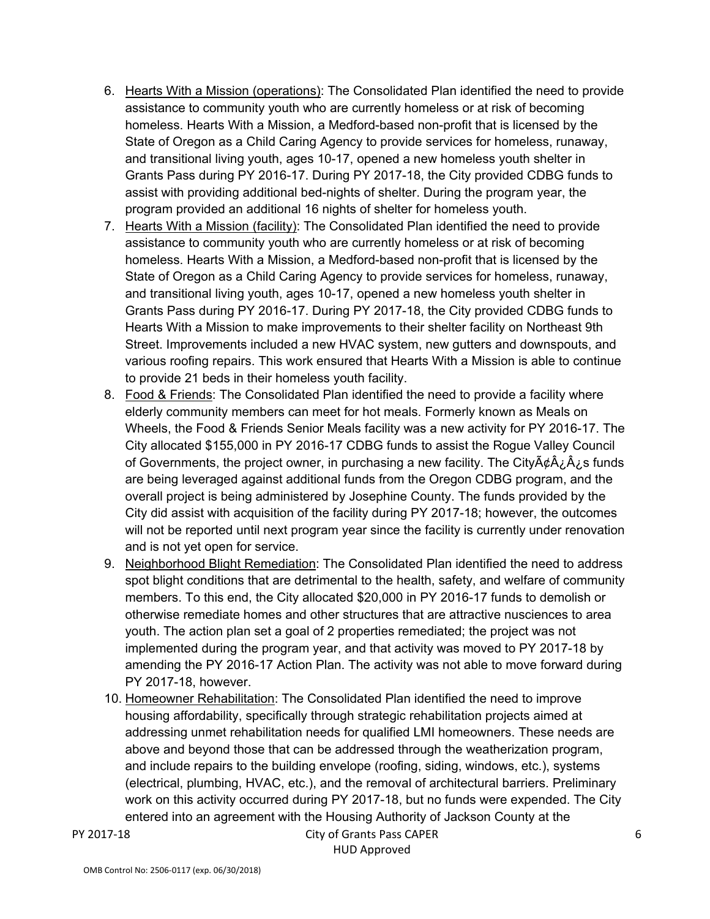6. Hearts With a Mission (operations): The Consolidated Plan identified the need to provide assistance to community youth who are currently homeless or at risk of becoming homeless. Hearts With a Mission, a Medford-based non-profit that is licensed by the State of Oregon as a Child Caring Agency to provide services for homeless, runaway, and transitional living youth, ages 10-17, opened a new homeless youth shelter in Grants Pass during PY 2016-17. During PY 2017-18, the City provided CDBG funds to assist with providing additional bed-nights of shelter. During the program year, the program provided an additional 16 nights of shelter for homeless youth.
7. Hearts With a Mission (facility): The Consolidated Plan identified the need to provide assistance to community youth who are currently homeless or at risk of becoming homeless. Hearts With a Mission, a Medford-based non-profit that is licensed by the State of Oregon as a Child Caring Agency to provide services for homeless, runaway, and transitional living youth, ages 10-17, opened a new homeless youth shelter in Grants Pass during PY 2016-17. During PY 2017-18, the City provided CDBG funds to Hearts With a Mission to make improvements to their shelter facility on Northeast 9th Street. Improvements included a new HVAC system, new gutters and downspouts, and various roofing repairs. This work ensured that Hearts With a Mission is able to continue to provide 21 beds in their homeless youth facility.
8. Food & Friends: The Consolidated Plan identified the need to provide a facility where elderly community members can meet for hot meals. Formerly known as Meals on Wheels, the Food & Friends Senior Meals facility was a new activity for PY 2016-17. The City allocated $155,000 in PY 2016-17 CDBG funds to assist the Rogue Valley Council of Governments, the project owner, in purchasing a new facility. The CityÃ¢Â¿Â¿s funds are being leveraged against additional funds from the Oregon CDBG program, and the overall project is being administered by Josephine County. The funds provided by the City did assist with acquisition of the facility during PY 2017-18; however, the outcomes will not be reported until next program year since the facility is currently under renovation and is not yet open for service.
9. Neighborhood Blight Remediation: The Consolidated Plan identified the need to address spot blight conditions that are detrimental to the health, safety, and welfare of community members. To this end, the City allocated $20,000 in PY 2016-17 funds to demolish or otherwise remediate homes and other structures that are attractive nusciences to area youth. The action plan set a goal of 2 properties remediated; the project was not implemented during the program year, and that activity was moved to PY 2017-18 by amending the PY 2016-17 Action Plan. The activity was not able to move forward during PY 2017-18, however.
10. Homeowner Rehabilitation: The Consolidated Plan identified the need to improve housing affordability, specifically through strategic rehabilitation projects aimed at addressing unmet rehabilitation needs for qualified LMI homeowners. These needs are above and beyond those that can be addressed through the weatherization program, and include repairs to the building envelope (roofing, siding, windows, etc.), systems (electrical, plumbing, HVAC, etc.), and the removal of architectural barriers. Preliminary work on this activity occurred during PY 2017-18, but no funds were expended. The City entered into an agreement with the Housing Authority of Jackson County at the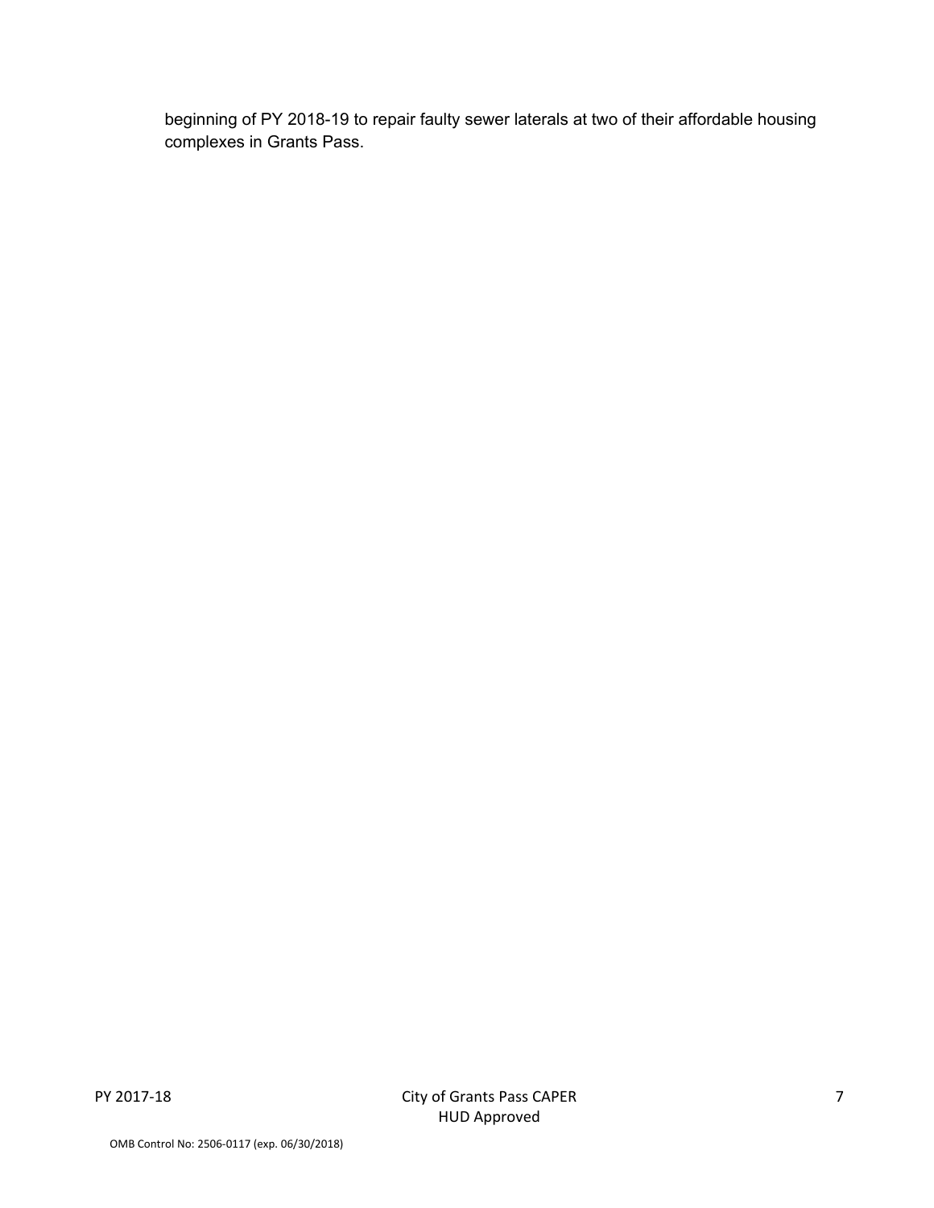beginning of PY 2018-19 to repair faulty sewer laterals at two of their affordable housing complexes in Grants Pass.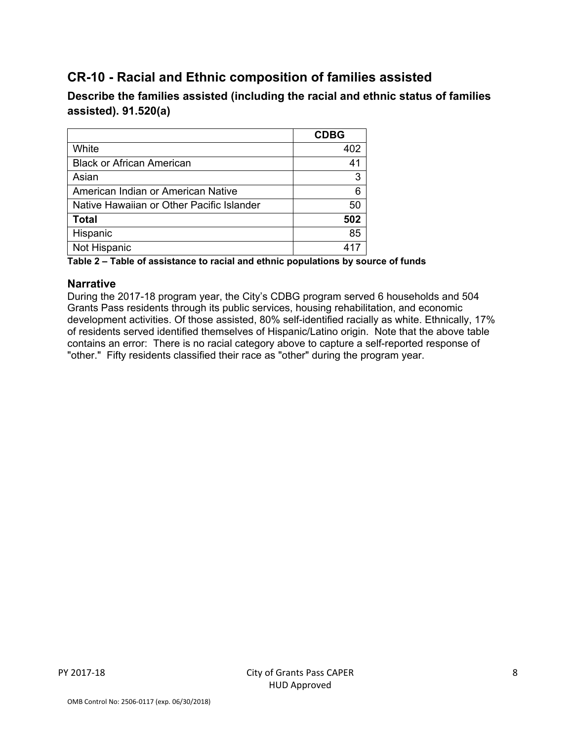## CR-10 - Racial and Ethnic composition of families assisted

### Describe the families assisted (including the racial and ethnic status of families assisted). 91.520(a)

| | CDBG |
|---|---:|
| White | 402 |
| Black or African American | 41 |
| Asian | 3 |
| American Indian or American Native | 6 |
| Native Hawaiian or Other Pacific Islander | 50 |
| **Total** | **502** |
| Hispanic | 85 |
| Not Hispanic | 417 |

**Table 2 – Table of assistance to racial and ethnic populations by source of funds**

### Narrative

During the 2017-18 program year, the City's CDBG program served 6 households and 504 Grants Pass residents through its public services, housing rehabilitation, and economic development activities. Of those assisted, 80% self-identified racially as white. Ethnically, 17% of residents served identified themselves of Hispanic/Latino origin. Note that the above table contains an error: There is no racial category above to capture a self-reported response of "other." Fifty residents classified their race as "other" during the program year.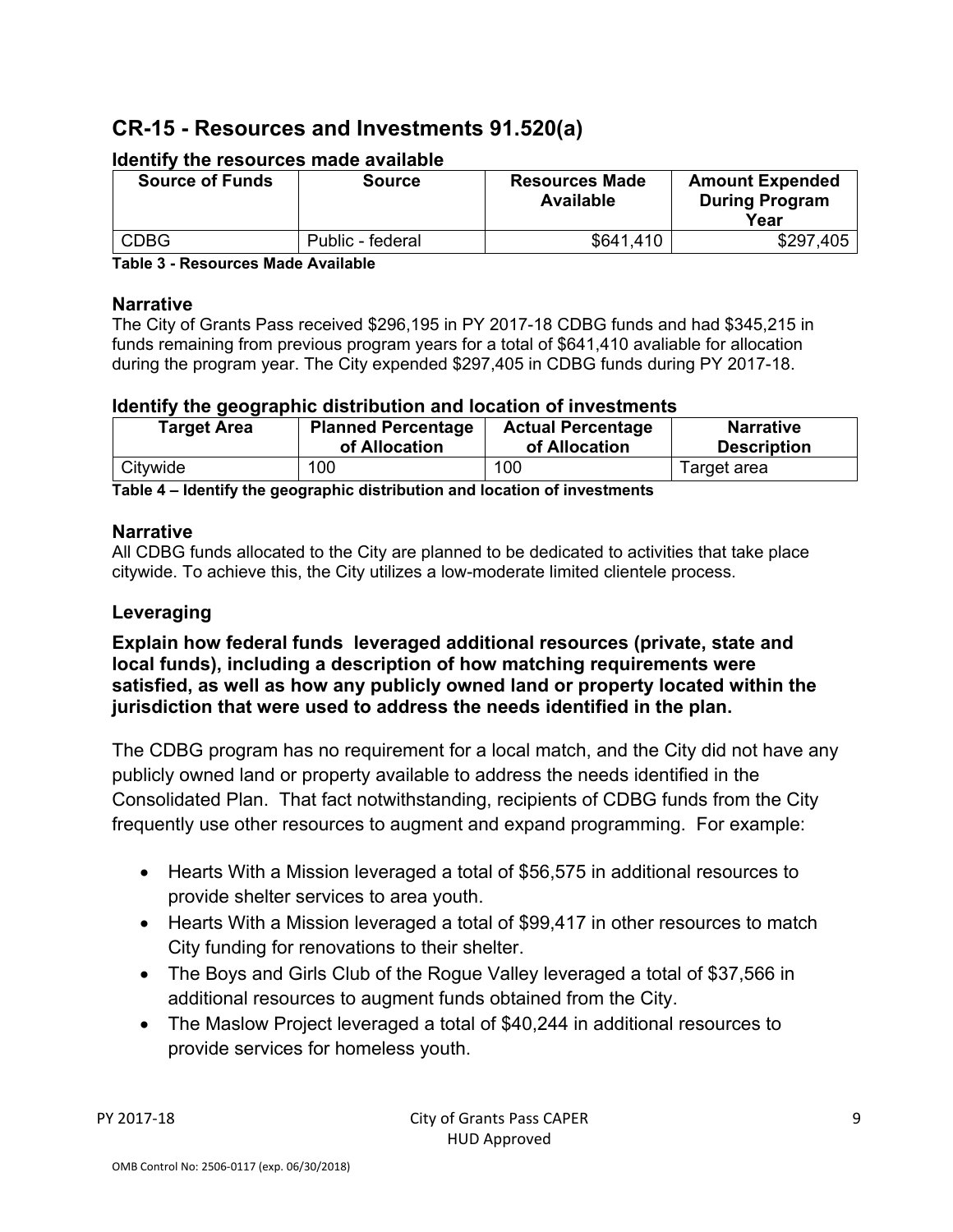## CR-15 - Resources and Investments 91.520(a)

### Identify the resources made available

| Source of Funds | Source | Resources Made Available | Amount Expended During Program Year |
|---|---|---|---|
| CDBG | Public - federal | $641,410 | $297,405 |

**Table 3 - Resources Made Available**

### Narrative

The City of Grants Pass received $296,195 in PY 2017-18 CDBG funds and had $345,215 in funds remaining from previous program years for a total of $641,410 avaliable for allocation during the program year. The City expended $297,405 in CDBG funds during PY 2017-18.

### Identify the geographic distribution and location of investments

| Target Area | Planned Percentage of Allocation | Actual Percentage of Allocation | Narrative Description |
|---|---|---|---|
| Citywide | 100 | 100 | Target area |

**Table 4 – Identify the geographic distribution and location of investments**

### Narrative

All CDBG funds allocated to the City are planned to be dedicated to activities that take place citywide. To achieve this, the City utilizes a low-moderate limited clientele process.

### Leveraging

**Explain how federal funds leveraged additional resources (private, state and local funds), including a description of how matching requirements were satisfied, as well as how any publicly owned land or property located within the jurisdiction that were used to address the needs identified in the plan.**

The CDBG program has no requirement for a local match, and the City did not have any publicly owned land or property available to address the needs identified in the Consolidated Plan. That fact notwithstanding, recipients of CDBG funds from the City frequently use other resources to augment and expand programming. For example:

- Hearts With a Mission leveraged a total of $56,575 in additional resources to provide shelter services to area youth.
- Hearts With a Mission leveraged a total of $99,417 in other resources to match City funding for renovations to their shelter.
- The Boys and Girls Club of the Rogue Valley leveraged a total of $37,566 in additional resources to augment funds obtained from the City.
- The Maslow Project leveraged a total of $40,244 in additional resources to provide services for homeless youth.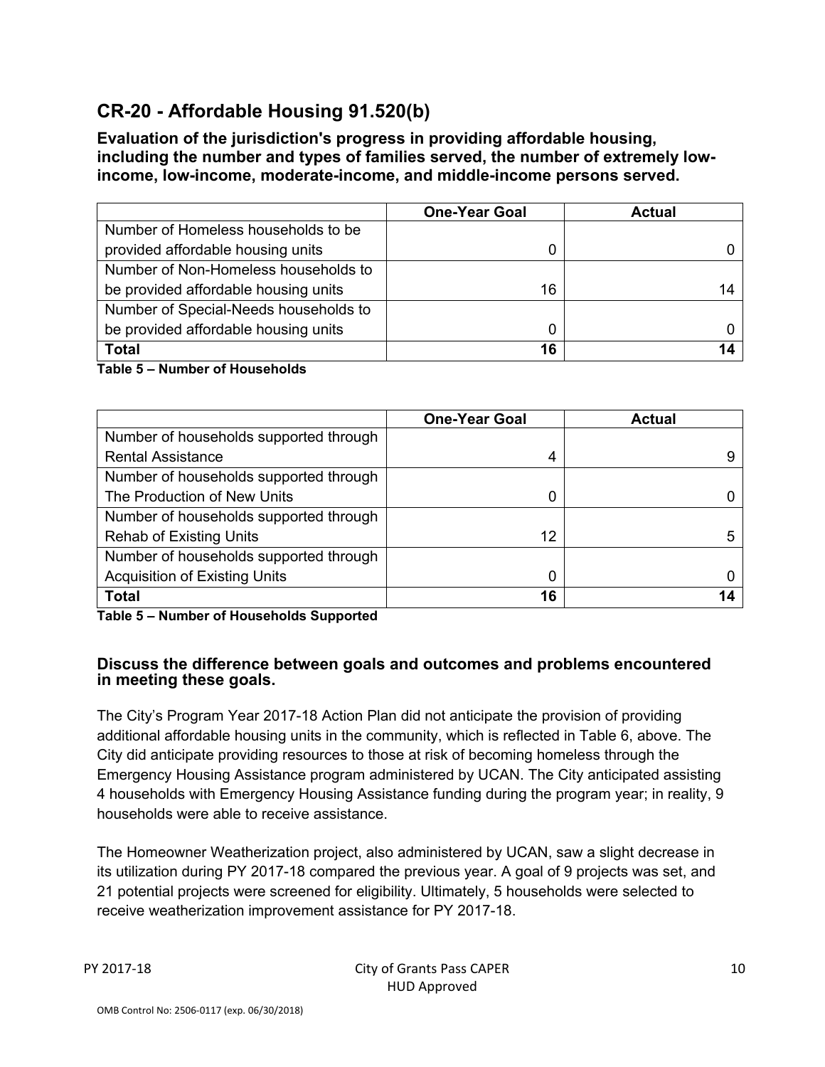## CR-20 - Affordable Housing 91.520(b)

**Evaluation of the jurisdiction's progress in providing affordable housing, including the number and types of families served, the number of extremely low-income, low-income, moderate-income, and middle-income persons served.**

| | One-Year Goal | Actual |
|---|---|---|
| Number of Homeless households to be provided affordable housing units | 0 | 0 |
| Number of Non-Homeless households to be provided affordable housing units | 16 | 14 |
| Number of Special-Needs households to be provided affordable housing units | 0 | 0 |
| **Total** | **16** | **14** |

**Table 5 – Number of Households**

| | One-Year Goal | Actual |
|---|---|---|
| Number of households supported through Rental Assistance | 4 | 9 |
| Number of households supported through The Production of New Units | 0 | 0 |
| Number of households supported through Rehab of Existing Units | 12 | 5 |
| Number of households supported through Acquisition of Existing Units | 0 | 0 |
| **Total** | **16** | **14** |

**Table 5 – Number of Households Supported**

### Discuss the difference between goals and outcomes and problems encountered in meeting these goals.

The City's Program Year 2017-18 Action Plan did not anticipate the provision of providing additional affordable housing units in the community, which is reflected in Table 6, above. The City did anticipate providing resources to those at risk of becoming homeless through the Emergency Housing Assistance program administered by UCAN. The City anticipated assisting 4 households with Emergency Housing Assistance funding during the program year; in reality, 9 households were able to receive assistance.

The Homeowner Weatherization project, also administered by UCAN, saw a slight decrease in its utilization during PY 2017-18 compared the previous year. A goal of 9 projects was set, and 21 potential projects were screened for eligibility. Ultimately, 5 households were selected to receive weatherization improvement assistance for PY 2017-18.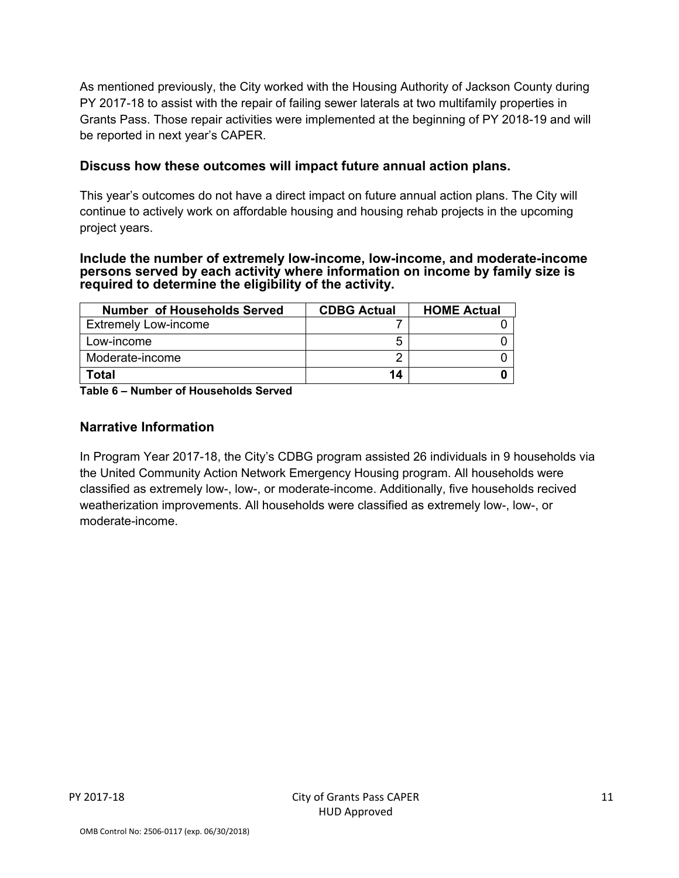As mentioned previously, the City worked with the Housing Authority of Jackson County during PY 2017-18 to assist with the repair of failing sewer laterals at two multifamily properties in Grants Pass. Those repair activities were implemented at the beginning of PY 2018-19 and will be reported in next year's CAPER.

### Discuss how these outcomes will impact future annual action plans.

This year's outcomes do not have a direct impact on future annual action plans. The City will continue to actively work on affordable housing and housing rehab projects in the upcoming project years.

### Include the number of extremely low-income, low-income, and moderate-income persons served by each activity where information on income by family size is required to determine the eligibility of the activity.

| Number of Households Served | CDBG Actual | HOME Actual |
|---|---|---|
| Extremely Low-income | 7 | 0 |
| Low-income | 5 | 0 |
| Moderate-income | 2 | 0 |
| **Total** | **14** | **0** |

**Table 6 – Number of Households Served**

### Narrative Information

In Program Year 2017-18, the City's CDBG program assisted 26 individuals in 9 households via the United Community Action Network Emergency Housing program. All households were classified as extremely low-, low-, or moderate-income. Additionally, five households recived weatherization improvements. All households were classified as extremely low-, low-, or moderate-income.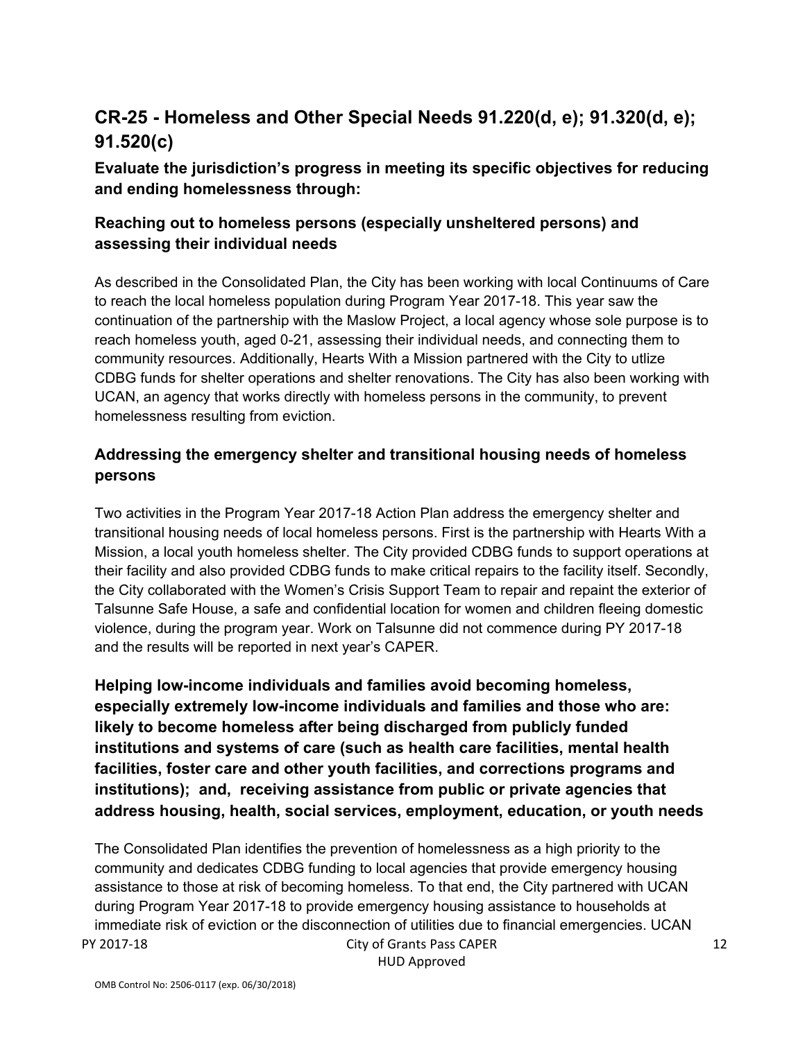## CR-25 - Homeless and Other Special Needs 91.220(d, e); 91.320(d, e); 91.520(c)

### Evaluate the jurisdiction's progress in meeting its specific objectives for reducing and ending homelessness through:

### Reaching out to homeless persons (especially unsheltered persons) and assessing their individual needs

As described in the Consolidated Plan, the City has been working with local Continuums of Care to reach the local homeless population during Program Year 2017-18. This year saw the continuation of the partnership with the Maslow Project, a local agency whose sole purpose is to reach homeless youth, aged 0-21, assessing their individual needs, and connecting them to community resources. Additionally, Hearts With a Mission partnered with the City to utlize CDBG funds for shelter operations and shelter renovations. The City has also been working with UCAN, an agency that works directly with homeless persons in the community, to prevent homelessness resulting from eviction.

### Addressing the emergency shelter and transitional housing needs of homeless persons

Two activities in the Program Year 2017-18 Action Plan address the emergency shelter and transitional housing needs of local homeless persons. First is the partnership with Hearts With a Mission, a local youth homeless shelter. The City provided CDBG funds to support operations at their facility and also provided CDBG funds to make critical repairs to the facility itself. Secondly, the City collaborated with the Women's Crisis Support Team to repair and repaint the exterior of Talsunne Safe House, a safe and confidential location for women and children fleeing domestic violence, during the program year. Work on Talsunne did not commence during PY 2017-18 and the results will be reported in next year's CAPER.

### Helping low-income individuals and families avoid becoming homeless, especially extremely low-income individuals and families and those who are: likely to become homeless after being discharged from publicly funded institutions and systems of care (such as health care facilities, mental health facilities, foster care and other youth facilities, and corrections programs and institutions); and, receiving assistance from public or private agencies that address housing, health, social services, employment, education, or youth needs

The Consolidated Plan identifies the prevention of homelessness as a high priority to the community and dedicates CDBG funding to local agencies that provide emergency housing assistance to those at risk of becoming homeless. To that end, the City partnered with UCAN during Program Year 2017-18 to provide emergency housing assistance to households at immediate risk of eviction or the disconnection of utilities due to financial emergencies. UCAN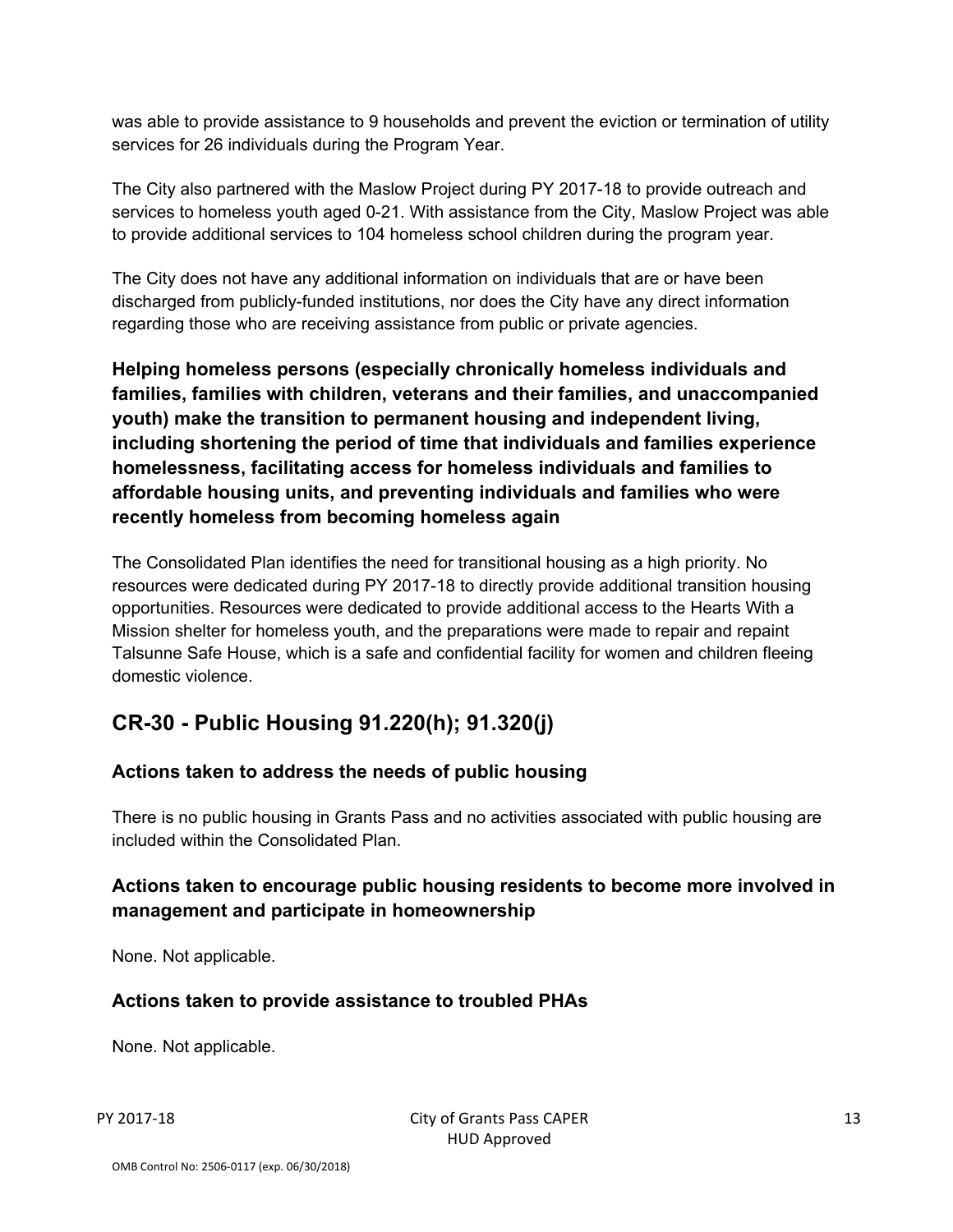was able to provide assistance to 9 households and prevent the eviction or termination of utility services for 26 individuals during the Program Year.

The City also partnered with the Maslow Project during PY 2017-18 to provide outreach and services to homeless youth aged 0-21. With assistance from the City, Maslow Project was able to provide additional services to 104 homeless school children during the program year.

The City does not have any additional information on individuals that are or have been discharged from publicly-funded institutions, nor does the City have any direct information regarding those who are receiving assistance from public or private agencies.

### Helping homeless persons (especially chronically homeless individuals and families, families with children, veterans and their families, and unaccompanied youth) make the transition to permanent housing and independent living, including shortening the period of time that individuals and families experience homelessness, facilitating access for homeless individuals and families to affordable housing units, and preventing individuals and families who were recently homeless from becoming homeless again

The Consolidated Plan identifies the need for transitional housing as a high priority. No resources were dedicated during PY 2017-18 to directly provide additional transition housing opportunities. Resources were dedicated to provide additional access to the Hearts With a Mission shelter for homeless youth, and the preparations were made to repair and repaint Talsunne Safe House, which is a safe and confidential facility for women and children fleeing domestic violence.

## CR-30 - Public Housing 91.220(h); 91.320(j)

### Actions taken to address the needs of public housing

There is no public housing in Grants Pass and no activities associated with public housing are included within the Consolidated Plan.

### Actions taken to encourage public housing residents to become more involved in management and participate in homeownership

None. Not applicable.

### Actions taken to provide assistance to troubled PHAs

None. Not applicable.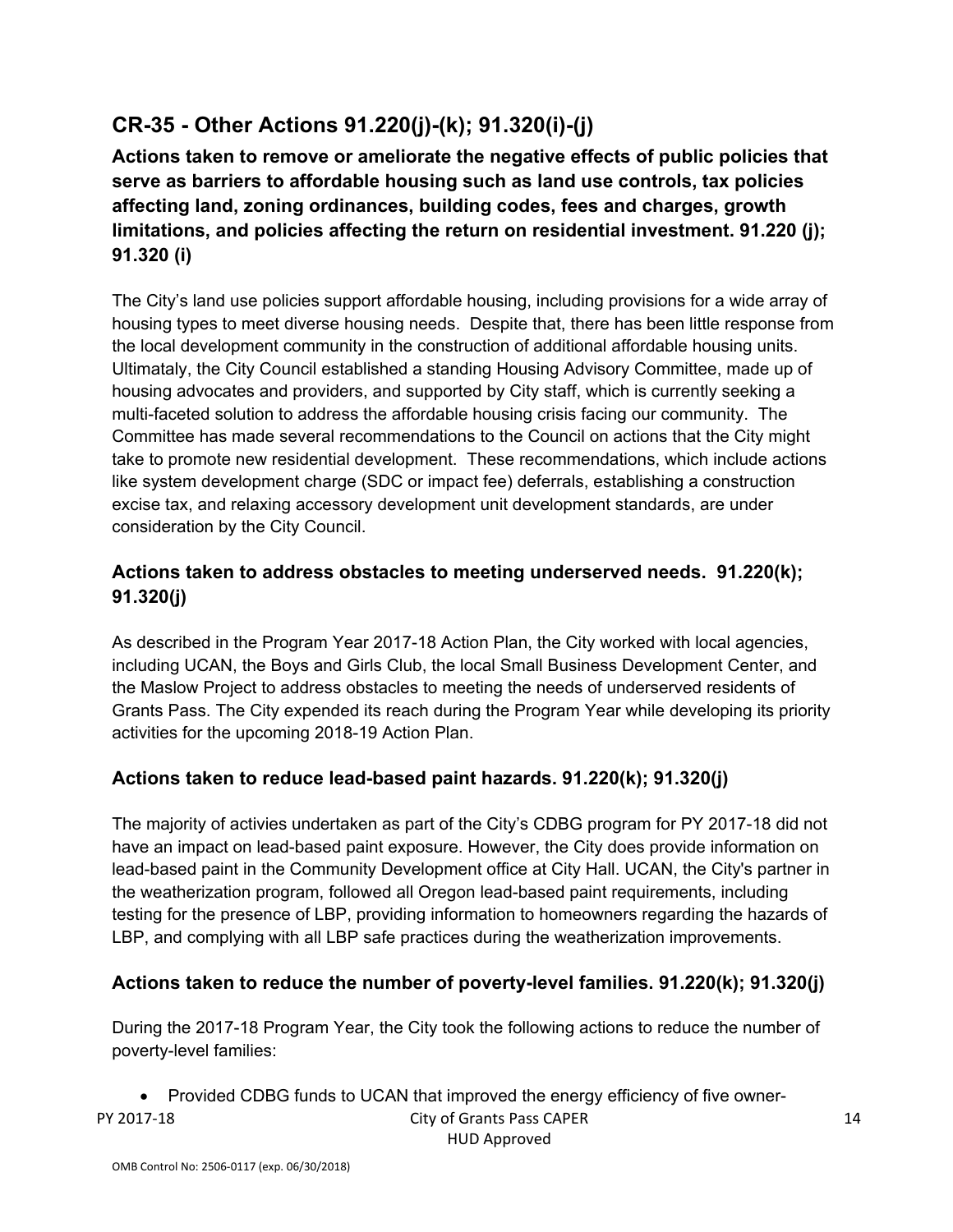## CR-35 - Other Actions 91.220(j)-(k); 91.320(i)-(j)

### Actions taken to remove or ameliorate the negative effects of public policies that serve as barriers to affordable housing such as land use controls, tax policies affecting land, zoning ordinances, building codes, fees and charges, growth limitations, and policies affecting the return on residential investment. 91.220 (j); 91.320 (i)

The City's land use policies support affordable housing, including provisions for a wide array of housing types to meet diverse housing needs. Despite that, there has been little response from the local development community in the construction of additional affordable housing units. Ultimataly, the City Council established a standing Housing Advisory Committee, made up of housing advocates and providers, and supported by City staff, which is currently seeking a multi-faceted solution to address the affordable housing crisis facing our community. The Committee has made several recommendations to the Council on actions that the City might take to promote new residential development. These recommendations, which include actions like system development charge (SDC or impact fee) deferrals, establishing a construction excise tax, and relaxing accessory development unit development standards, are under consideration by the City Council.

### Actions taken to address obstacles to meeting underserved needs. 91.220(k); 91.320(j)

As described in the Program Year 2017-18 Action Plan, the City worked with local agencies, including UCAN, the Boys and Girls Club, the local Small Business Development Center, and the Maslow Project to address obstacles to meeting the needs of underserved residents of Grants Pass. The City expended its reach during the Program Year while developing its priority activities for the upcoming 2018-19 Action Plan.

### Actions taken to reduce lead-based paint hazards. 91.220(k); 91.320(j)

The majority of activies undertaken as part of the City's CDBG program for PY 2017-18 did not have an impact on lead-based paint exposure. However, the City does provide information on lead-based paint in the Community Development office at City Hall. UCAN, the City's partner in the weatherization program, followed all Oregon lead-based paint requirements, including testing for the presence of LBP, providing information to homeowners regarding the hazards of LBP, and complying with all LBP safe practices during the weatherization improvements.

### Actions taken to reduce the number of poverty-level families. 91.220(k); 91.320(j)

During the 2017-18 Program Year, the City took the following actions to reduce the number of poverty-level families:

- Provided CDBG funds to UCAN that improved the energy efficiency of five owner-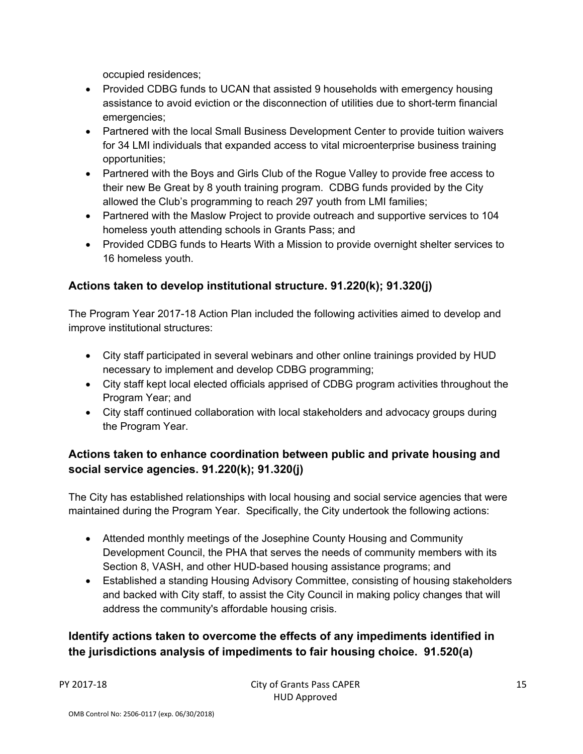occupied residences;

- Provided CDBG funds to UCAN that assisted 9 households with emergency housing assistance to avoid eviction or the disconnection of utilities due to short-term financial emergencies;
- Partnered with the local Small Business Development Center to provide tuition waivers for 34 LMI individuals that expanded access to vital microenterprise business training opportunities;
- Partnered with the Boys and Girls Club of the Rogue Valley to provide free access to their new Be Great by 8 youth training program. CDBG funds provided by the City allowed the Club's programming to reach 297 youth from LMI families;
- Partnered with the Maslow Project to provide outreach and supportive services to 104 homeless youth attending schools in Grants Pass; and
- Provided CDBG funds to Hearts With a Mission to provide overnight shelter services to 16 homeless youth.

## Actions taken to develop institutional structure. 91.220(k); 91.320(j)

The Program Year 2017-18 Action Plan included the following activities aimed to develop and improve institutional structures:

- City staff participated in several webinars and other online trainings provided by HUD necessary to implement and develop CDBG programming;
- City staff kept local elected officials apprised of CDBG program activities throughout the Program Year; and
- City staff continued collaboration with local stakeholders and advocacy groups during the Program Year.

## Actions taken to enhance coordination between public and private housing and social service agencies. 91.220(k); 91.320(j)

The City has established relationships with local housing and social service agencies that were maintained during the Program Year. Specifically, the City undertook the following actions:

- Attended monthly meetings of the Josephine County Housing and Community Development Council, the PHA that serves the needs of community members with its Section 8, VASH, and other HUD-based housing assistance programs; and
- Established a standing Housing Advisory Committee, consisting of housing stakeholders and backed with City staff, to assist the City Council in making policy changes that will address the community's affordable housing crisis.

## Identify actions taken to overcome the effects of any impediments identified in the jurisdictions analysis of impediments to fair housing choice. 91.520(a)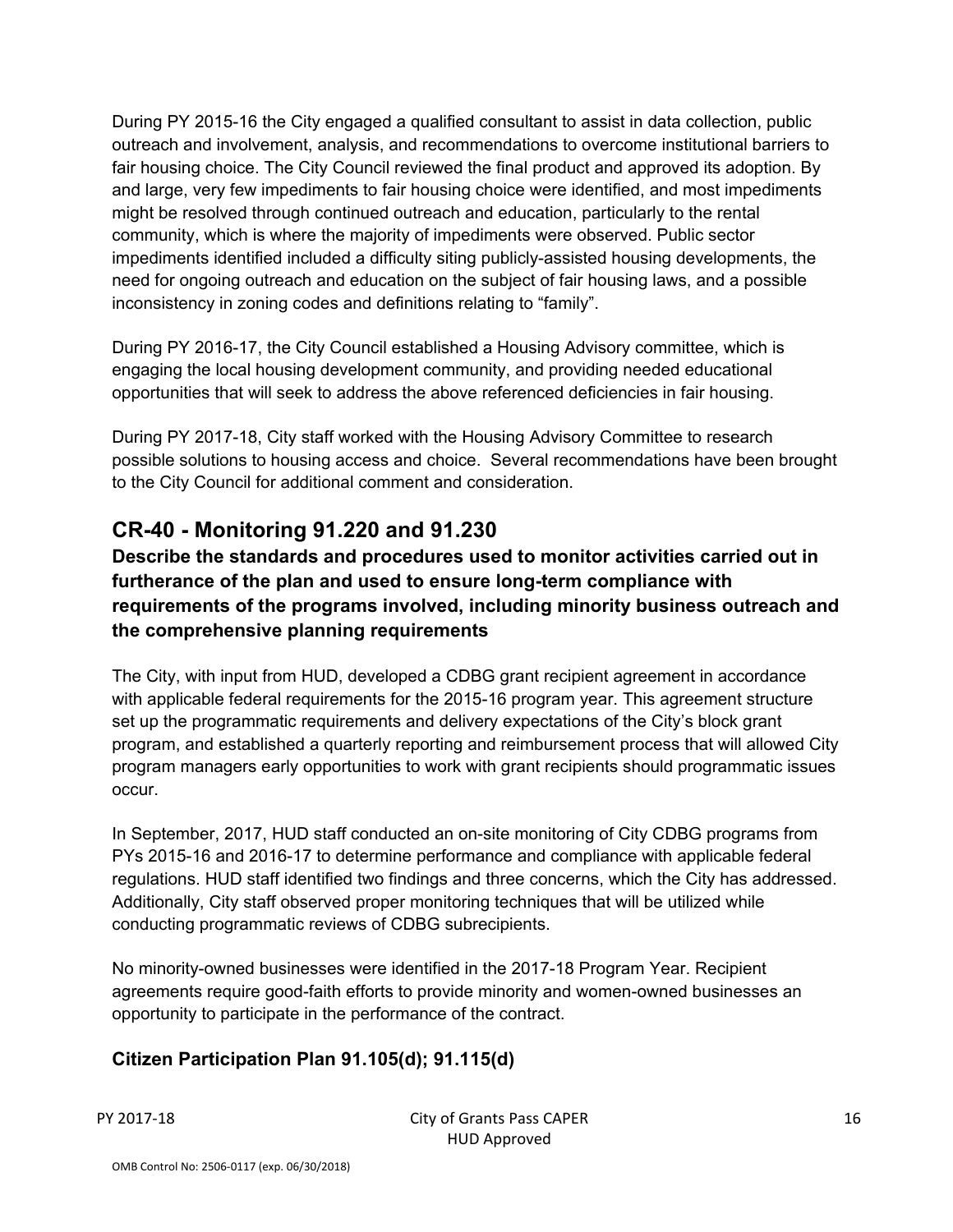During PY 2015-16 the City engaged a qualified consultant to assist in data collection, public outreach and involvement, analysis, and recommendations to overcome institutional barriers to fair housing choice. The City Council reviewed the final product and approved its adoption. By and large, very few impediments to fair housing choice were identified, and most impediments might be resolved through continued outreach and education, particularly to the rental community, which is where the majority of impediments were observed. Public sector impediments identified included a difficulty siting publicly-assisted housing developments, the need for ongoing outreach and education on the subject of fair housing laws, and a possible inconsistency in zoning codes and definitions relating to “family”.

During PY 2016-17, the City Council established a Housing Advisory committee, which is engaging the local housing development community, and providing needed educational opportunities that will seek to address the above referenced deficiencies in fair housing.

During PY 2017-18, City staff worked with the Housing Advisory Committee to research possible solutions to housing access and choice. Several recommendations have been brought to the City Council for additional comment and consideration.

## CR-40 - Monitoring 91.220 and 91.230

### Describe the standards and procedures used to monitor activities carried out in furtherance of the plan and used to ensure long-term compliance with requirements of the programs involved, including minority business outreach and the comprehensive planning requirements

The City, with input from HUD, developed a CDBG grant recipient agreement in accordance with applicable federal requirements for the 2015-16 program year. This agreement structure set up the programmatic requirements and delivery expectations of the City’s block grant program, and established a quarterly reporting and reimbursement process that will allowed City program managers early opportunities to work with grant recipients should programmatic issues occur.

In September, 2017, HUD staff conducted an on-site monitoring of City CDBG programs from PYs 2015-16 and 2016-17 to determine performance and compliance with applicable federal regulations. HUD staff identified two findings and three concerns, which the City has addressed. Additionally, City staff observed proper monitoring techniques that will be utilized while conducting programmatic reviews of CDBG subrecipients.

No minority-owned businesses were identified in the 2017-18 Program Year. Recipient agreements require good-faith efforts to provide minority and women-owned businesses an opportunity to participate in the performance of the contract.

### Citizen Participation Plan 91.105(d); 91.115(d)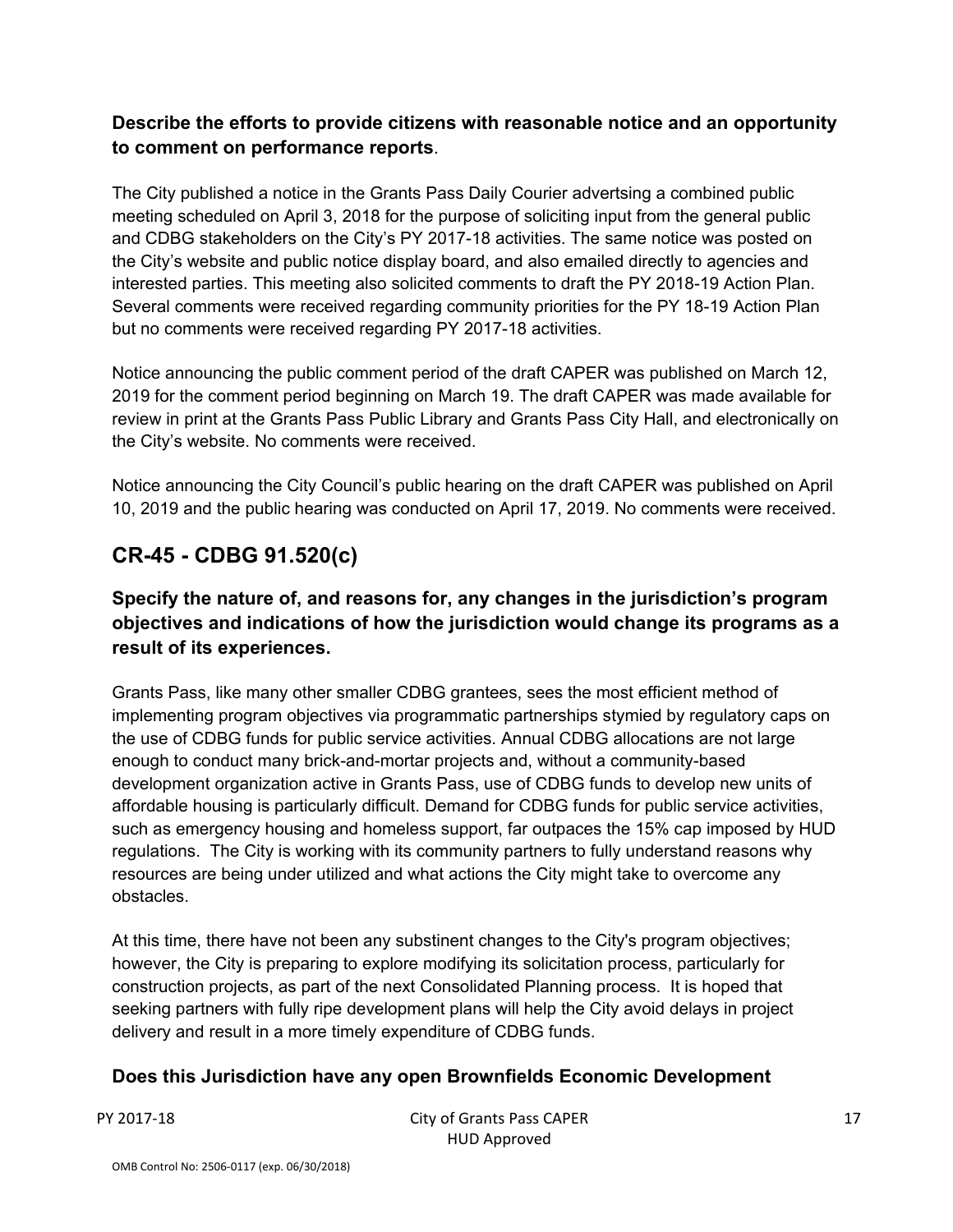**Describe the efforts to provide citizens with reasonable notice and an opportunity to comment on performance reports**.

The City published a notice in the Grants Pass Daily Courier advertsing a combined public meeting scheduled on April 3, 2018 for the purpose of soliciting input from the general public and CDBG stakeholders on the City's PY 2017-18 activities. The same notice was posted on the City's website and public notice display board, and also emailed directly to agencies and interested parties. This meeting also solicited comments to draft the PY 2018-19 Action Plan. Several comments were received regarding community priorities for the PY 18-19 Action Plan but no comments were received regarding PY 2017-18 activities.

Notice announcing the public comment period of the draft CAPER was published on March 12, 2019 for the comment period beginning on March 19. The draft CAPER was made available for review in print at the Grants Pass Public Library and Grants Pass City Hall, and electronically on the City's website. No comments were received.

Notice announcing the City Council's public hearing on the draft CAPER was published on April 10, 2019 and the public hearing was conducted on April 17, 2019. No comments were received.

## CR-45 - CDBG 91.520(c)

### Specify the nature of, and reasons for, any changes in the jurisdiction's program objectives and indications of how the jurisdiction would change its programs as a result of its experiences.

Grants Pass, like many other smaller CDBG grantees, sees the most efficient method of implementing program objectives via programmatic partnerships stymied by regulatory caps on the use of CDBG funds for public service activities. Annual CDBG allocations are not large enough to conduct many brick-and-mortar projects and, without a community-based development organization active in Grants Pass, use of CDBG funds to develop new units of affordable housing is particularly difficult. Demand for CDBG funds for public service activities, such as emergency housing and homeless support, far outpaces the 15% cap imposed by HUD regulations. The City is working with its community partners to fully understand reasons why resources are being under utilized and what actions the City might take to overcome any obstacles.

At this time, there have not been any substinent changes to the City's program objectives; however, the City is preparing to explore modifying its solicitation process, particularly for construction projects, as part of the next Consolidated Planning process. It is hoped that seeking partners with fully ripe development plans will help the City avoid delays in project delivery and result in a more timely expenditure of CDBG funds.

### Does this Jurisdiction have any open Brownfields Economic Development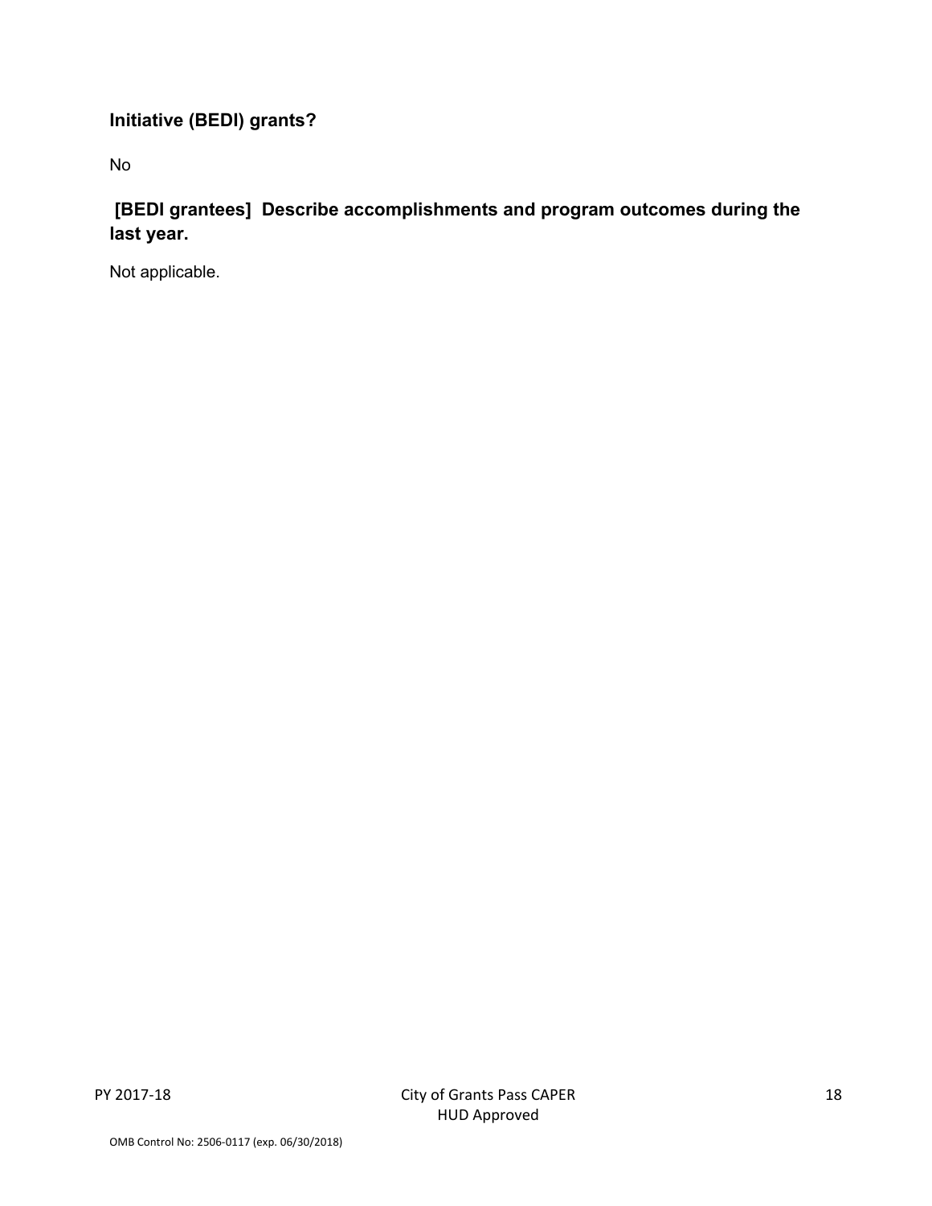**Initiative (BEDI) grants?**

No

**[BEDI grantees] Describe accomplishments and program outcomes during the last year.**

Not applicable.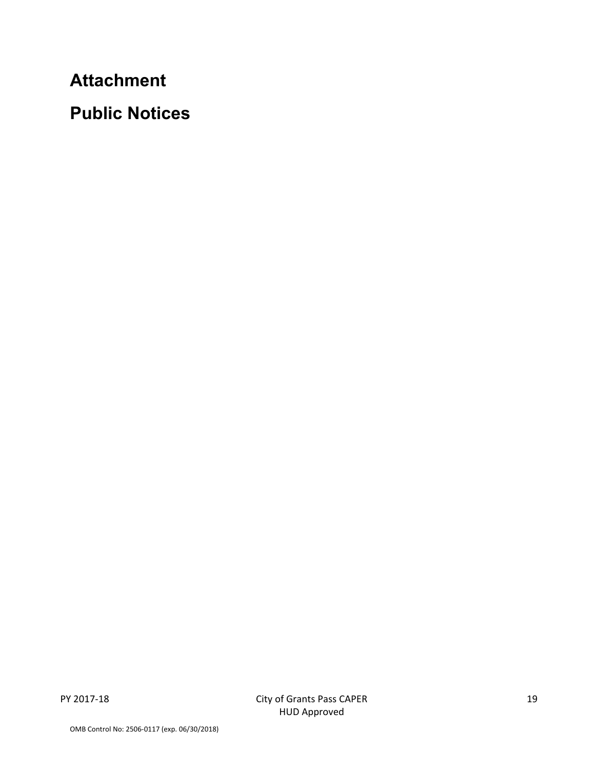# Attachment

# Public Notices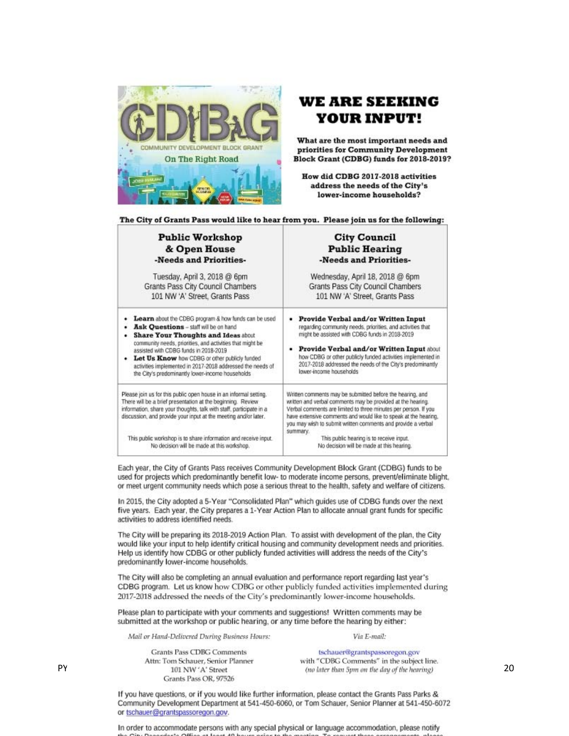# WE ARE SEEKING YOUR INPUT!

**What are the most important needs and priorities for Community Development Block Grant (CDBG) funds for 2018-2019?**

**How did CDBG 2017-2018 activities address the needs of the City's lower-income households?**

**The City of Grants Pass would like to hear from you. Please join us for the following:**

| **Public Workshop & Open House** **-Needs and Priorities-** Tuesday, April 3, 2018 @ 6pm Grants Pass City Council Chambers 101 NW 'A' Street, Grants Pass | **City Council Public Hearing** **-Needs and Priorities-** Wednesday, April 18, 2018 @ 6pm Grants Pass City Council Chambers 101 NW 'A' Street, Grants Pass |
|---|---|
| • **Learn** about the CDBG program & how funds can be used • **Ask Questions** – staff will be on hand • **Share Your Thoughts and Ideas** about community needs, priorities, and activities that might be assisted with CDBG funds in 2018-2019 • **Let Us Know** how CDBG or other publicly funded activities implemented in 2017-2018 addressed the needs of the City's predominantly lower-income households | • **Provide Verbal and/or Written Input** regarding community needs, priorities, and activities that might be assisted with CDBG funds in 2018-2019 • **Provide Verbal and/or Written Input** about how CDBG or other publicly funded activities implemented in 2017-2018 addressed the needs of the City's predominantly lower-income households |
| Please join us for this public open house in an informal setting. There will be a brief presentation at the beginning. Review information, share your thoughts, talk with staff, participate in a discussion, and provide your input at the meeting and/or later. This public workshop is to share information and receive input. No decision will be made at this workshop. | Written comments may be submitted before the hearing, and written and verbal comments may be provided at the hearing. Verbal comments are limited to three minutes per person. If you have extensive comments and would like to speak at the hearing, you may wish to submit written comments and provide a verbal summary. This public hearing is to receive input. No decision will be made at this hearing. |

Each year, the City of Grants Pass receives Community Development Block Grant (CDBG) funds to be used for projects which predominantly benefit low- to moderate income persons, prevent/eliminate blight, or meet urgent community needs which pose a serious threat to the health, safety and welfare of citizens.

In 2015, the City adopted a 5-Year "Consolidated Plan" which guides use of CDBG funds over the next five years. Each year, the City prepares a 1-Year Action Plan to allocate annual grant funds for specific activities to address identified needs.

The City will be preparing its 2018-2019 Action Plan. To assist with development of the plan, the City would like your input to help identify critical housing and community development needs and priorities. Help us identify how CDBG or other publicly funded activities will address the needs of the City's predominantly lower-income households.

The City will also be completing an annual evaluation and performance report regarding last year's CDBG program. Let us know how CDBG or other publicly funded activities implemented during 2017-2018 addressed the needs of the City's predominantly lower-income households.

Please plan to participate with your comments and suggestions! Written comments may be submitted at the workshop or public hearing, or any time before the hearing by either:

*Mail or Hand-Delivered During Business Hours:*

Grants Pass CDBG Comments
Attn: Tom Schauer, Senior Planner
101 NW 'A' Street
Grants Pass OR, 97526

*Via E-mail:*

tschauer@grantspassoregon.gov
with "CDBG Comments" in the subject line.
*(no later than 5pm on the day of the hearing)*

If you have questions, or if you would like further information, please contact the Grants Pass Parks & Community Development Department at 541-450-6060, or Tom Schauer, Senior Planner at 541-450-6072 or tschauer@grantspassoregon.gov.

In order to accommodate persons with any special physical or language accommodation, please notify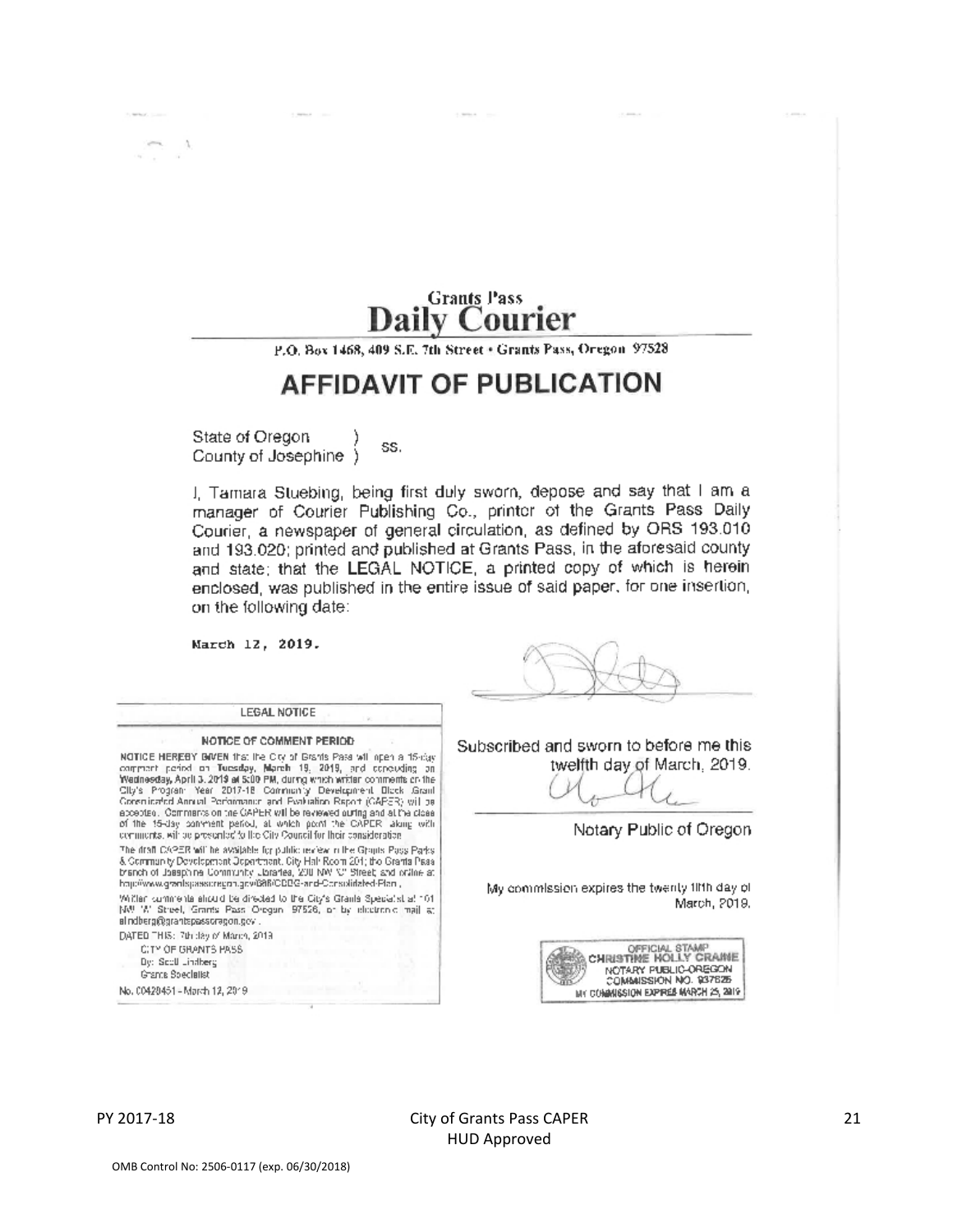Grants Pass

# Daily Courier

P.O. Box 1468, 409 S.E. 7th Street • Grants Pass, Oregon 97528

## AFFIDAVIT OF PUBLICATION

State of Oregon )
County of Josephine ) ss.

I, Tamara Stuebing, being first duly sworn, depose and say that I am a manager of Courier Publishing Co., printer of the Grants Pass Daily Courier, a newspaper of general circulation, as defined by ORS 193.010 and 193.020; printed and published at Grants Pass, in the aforesaid county and state; that the LEGAL NOTICE, a printed copy of which is herein enclosed, was published in the entire issue of said paper, for one insertion, on the following date:

March 12, 2019.

LEGAL NOTICE

NOTICE OF COMMENT PERIOD

NOTICE HEREBY GIVEN that the City of Grants Pass will open a 15-day comment period on **Tuesday, March 19, 2019**, and concluding on **Wednesday, April 3, 2019 at 5:00 PM**, during which written comments on the City's Program Year 2017-18 Community Development Block Grant Consolidated Annual Performance and Evaluation Report (CAPER) will be accepted. Comments on the CAPER will be reviewed during and at the close of the 15-day comment period, at which point the CAPER along with comments, will be presented to the City Council for their consideration.

The draft CAPER will be available for public review in the Grants Pass Parks & Community Development Department, City Hall Room 201; the Grants Pass branch of Josephine Community Libraries, 200 NW "C" Street; and online at: http://www.grantspassoregon.gov/686/CDBG-and-Consolidated-Plan .

Written comments should be directed to the City's Grants Specialist at 101 NW "A" Street, Grants Pass Oregon 97526, or by electronic mail at: slindberg@grantspassoregon.gov .

DATED THIS: 7th day of March, 2019

CITY OF GRANTS PASS
By: Scott Lindberg
Grants Specialist

No. 00420451 - March 12, 2019

Subscribed and sworn to before me this twelfth day of March, 2019.

Notary Public of Oregon

My commission expires the twenty fifth day of March, 2019.

OFFICIAL STAMP
CHRISTINE HOLLY CRAINE
NOTARY PUBLIC-OREGON
COMMISSION NO. 937625
MY COMMISSION EXPIRES MARCH 25, 2019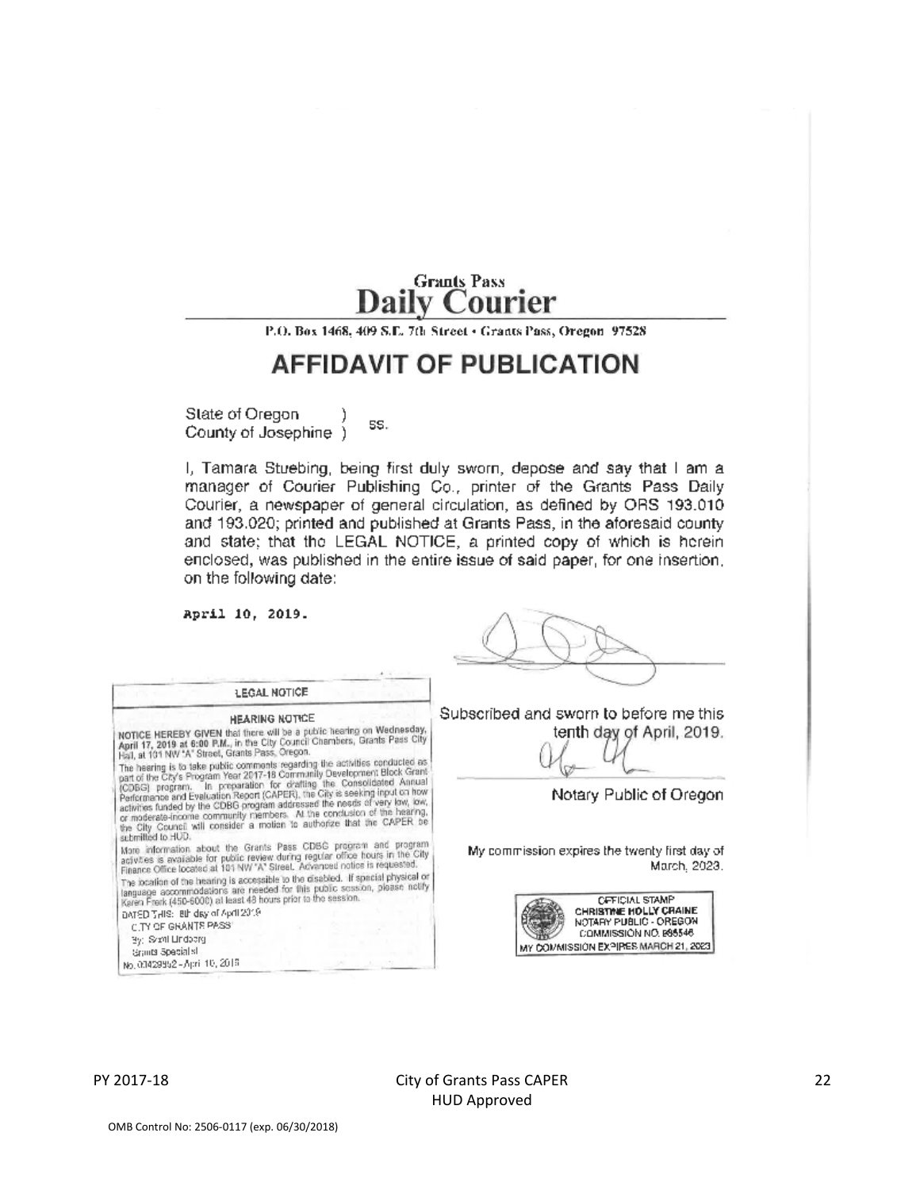**Grants Pass**

# Daily Courier

P.O. Box 1468, 409 S.E. 7th Street • Grants Pass, Oregon 97528

## AFFIDAVIT OF PUBLICATION

State of Oregon )
County of Josephine ) ss.

I, Tamara Stuebing, being first duly sworn, depose and say that I am a manager of Courier Publishing Co., printer of the Grants Pass Daily Courier, a newspaper of general circulation, as defined by ORS 193.010 and 193.020; printed and published at Grants Pass, in the aforesaid county and state; that the LEGAL NOTICE, a printed copy of which is herein enclosed, was published in the entire issue of said paper, for one insertion, on the following date:

April 10, 2019.

LEGAL NOTICE

HEARING NOTICE

NOTICE HEREBY GIVEN that there will be a public hearing on Wednesday, April 17, 2019 at 6:00 P.M., in the City Council Chambers, Grants Pass City Hall, at 101 NW "A" Street, Grants Pass, Oregon.

The hearing is to take public comments regarding the activities conducted as part of the City's Program Year 2017-18 Community Development Block Grant (CDBG) program. In preparation for drafting the Consolidated Annual Performance and Evaluation Report (CAPER), the City is seeking input on how activities funded by the CDBG program addressed the needs of very low, low, or moderate-income community members. At the conclusion of the hearing, the City Council will consider a motion to authorize that the CAPER be submitted to HUD.

More information about the Grants Pass CDBG program and program activities is available for public review during regular office hours in the City Finance Office located at 101 NW "A" Street. Advanced notice is requested.

The location of the hearing is accessible to the disabled. If special physical or language accommodations are needed for this public session, please notify Karen Frerk (450-6000) at least 48 hours prior to the session.

DATED THIS: 8th day of April 2019

CITY OF GRANTS PASS

By: Sam Lindberg

Grants Specialist

No. 00428952 - April 10, 2019

Subscribed and sworn to before me this tenth day of April, 2019.

Notary Public of Oregon

My commission expires the twenty first day of March, 2023.

OFFICIAL STAMP
CHRISTINE HOLLY CRAINE
NOTARY PUBLIC - OREGON
COMMISSION NO. 985546
MY COMMISSION EXPIRES MARCH 21, 2023

PY 2017-18 City of Grants Pass CAPER HUD Approved

OMB Control No: 2506-0117 (exp. 06/30/2018)